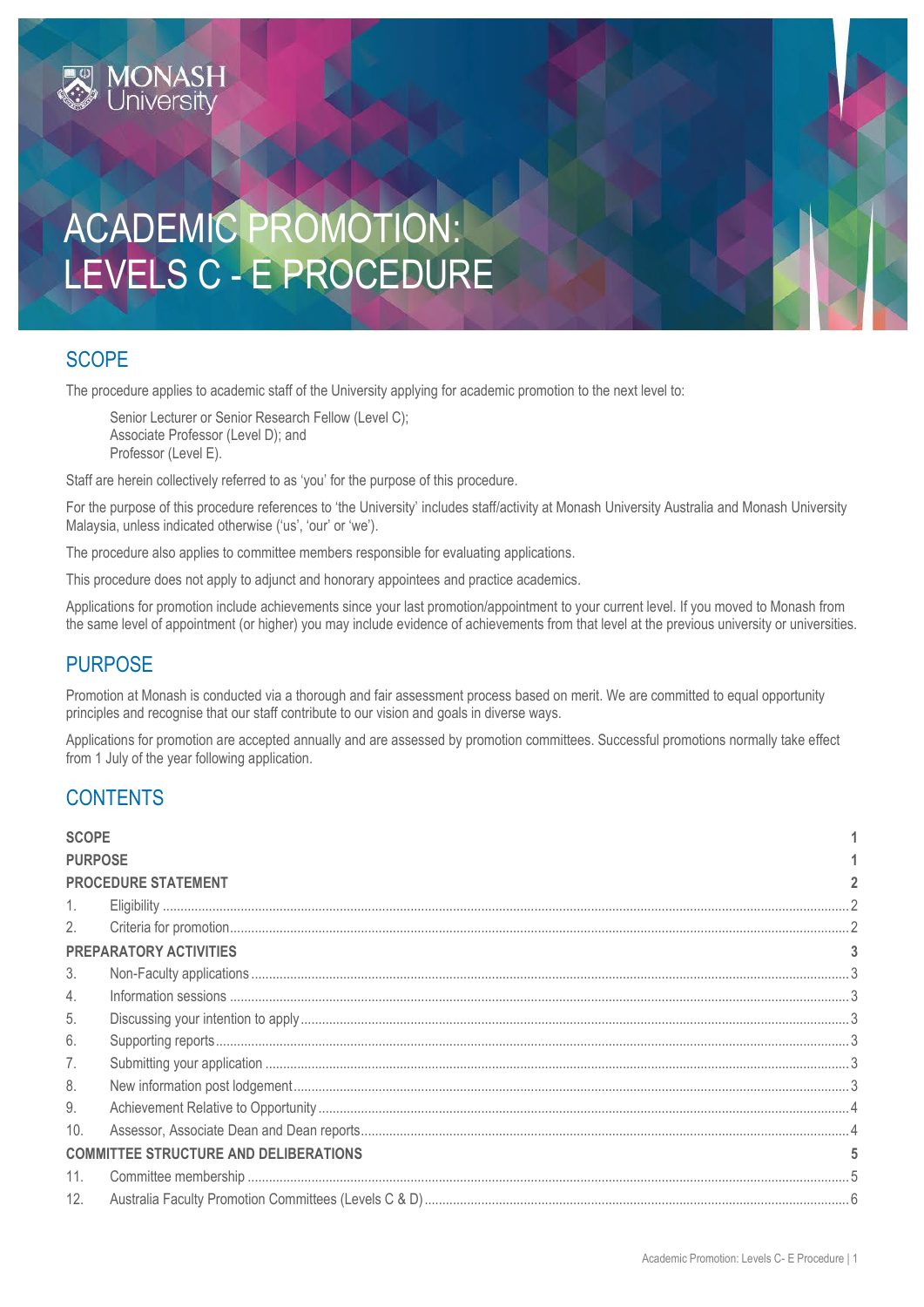MONASH University

# ACADEMIC PROMOTION: LEVELS C - E PROCEDURE

## SCOPE

The procedure applies to academic staff of the University applying for academic promotion to the next level to:

> Senior Lecturer or Senior Research Fellow (Level C);
> Associate Professor (Level D); and
> Professor (Level E).

Staff are herein collectively referred to as 'you' for the purpose of this procedure.

For the purpose of this procedure references to 'the University' includes staff/activity at Monash University Australia and Monash University Malaysia, unless indicated otherwise ('us', 'our' or 'we').

The procedure also applies to committee members responsible for evaluating applications.

This procedure does not apply to adjunct and honorary appointees and practice academics.

Applications for promotion include achievements since your last promotion/appointment to your current level. If you moved to Monash from the same level of appointment (or higher) you may include evidence of achievements from that level at the previous university or universities.

## PURPOSE

Promotion at Monash is conducted via a thorough and fair assessment process based on merit. We are committed to equal opportunity principles and recognise that our staff contribute to our vision and goals in diverse ways.

Applications for promotion are accepted annually and are assessed by promotion committees. Successful promotions normally take effect from 1 July of the year following application.

## CONTENTS

| | | |
|---|---|---|
| **SCOPE** | | **1** |
| **PURPOSE** | | **1** |
| **PROCEDURE STATEMENT** | | **2** |
| 1. | Eligibility | 2 |
| 2. | Criteria for promotion | 2 |
| **PREPARATORY ACTIVITIES** | | **3** |
| 3. | Non-Faculty applications | 3 |
| 4. | Information sessions | 3 |
| 5. | Discussing your intention to apply | 3 |
| 6. | Supporting reports | 3 |
| 7. | Submitting your application | 3 |
| 8. | New information post lodgement | 3 |
| 9. | Achievement Relative to Opportunity | 4 |
| 10. | Assessor, Associate Dean and Dean reports | 4 |
| **COMMITTEE STRUCTURE AND DELIBERATIONS** | | **5** |
| 11. | Committee membership | 5 |
| 12. | Australia Faculty Promotion Committees (Levels C & D) | 6 |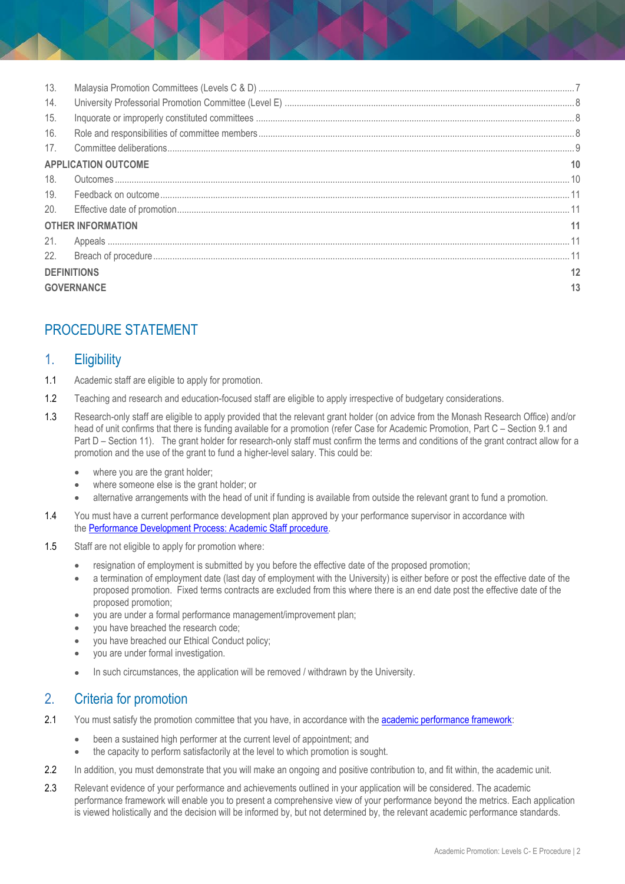| | | |
|---|---|---|
| 13. | Malaysia Promotion Committees (Levels C & D) | 7 |
| 14. | University Professorial Promotion Committee (Level E) | 8 |
| 15. | Inquorate or improperly constituted committees | 8 |
| 16. | Role and responsibilities of committee members | 8 |
| 17. | Committee deliberations | 9 |
| **APPLICATION OUTCOME** | | **10** |
| 18. | Outcomes | 10 |
| 19. | Feedback on outcome | 11 |
| 20. | Effective date of promotion | 11 |
| **OTHER INFORMATION** | | **11** |
| 21. | Appeals | 11 |
| 22. | Breach of procedure | 11 |
| **DEFINITIONS** | | **12** |
| **GOVERNANCE** | | **13** |

# PROCEDURE STATEMENT

## 1. Eligibility

1.1 Academic staff are eligible to apply for promotion.

1.2 Teaching and research and education-focused staff are eligible to apply irrespective of budgetary considerations.

1.3 Research-only staff are eligible to apply provided that the relevant grant holder (on advice from the Monash Research Office) and/or head of unit confirms that there is funding available for a promotion (refer Case for Academic Promotion, Part C – Section 9.1 and Part D – Section 11). The grant holder for research-only staff must confirm the terms and conditions of the grant contract allow for a promotion and the use of the grant to fund a higher-level salary. This could be:

- where you are the grant holder;
- where someone else is the grant holder; or
- alternative arrangements with the head of unit if funding is available from outside the relevant grant to fund a promotion.

1.4 You must have a current performance development plan approved by your performance supervisor in accordance with the Performance Development Process: Academic Staff procedure.

1.5 Staff are not eligible to apply for promotion where:

- resignation of employment is submitted by you before the effective date of the proposed promotion;
- a termination of employment date (last day of employment with the University) is either before or post the effective date of the proposed promotion. Fixed terms contracts are excluded from this where there is an end date post the effective date of the proposed promotion;
- you are under a formal performance management/improvement plan;
- you have breached the research code;
- you have breached our Ethical Conduct policy;
- you are under formal investigation.
- In such circumstances, the application will be removed / withdrawn by the University.

## 2. Criteria for promotion

2.1 You must satisfy the promotion committee that you have, in accordance with the academic performance framework:

- been a sustained high performer at the current level of appointment; and
- the capacity to perform satisfactorily at the level to which promotion is sought.

2.2 In addition, you must demonstrate that you will make an ongoing and positive contribution to, and fit within, the academic unit.

2.3 Relevant evidence of your performance and achievements outlined in your application will be considered. The academic performance framework will enable you to present a comprehensive view of your performance beyond the metrics. Each application is viewed holistically and the decision will be informed by, but not determined by, the relevant academic performance standards.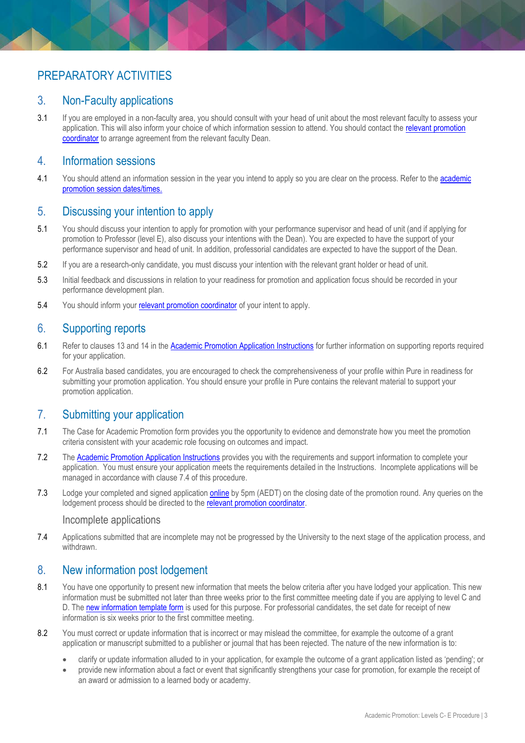# PREPARATORY ACTIVITIES

## 3. Non-Faculty applications

3.1 If you are employed in a non-faculty area, you should consult with your head of unit about the most relevant faculty to assess your application. This will also inform your choice of which information session to attend. You should contact the relevant promotion coordinator to arrange agreement from the relevant faculty Dean.

## 4. Information sessions

4.1 You should attend an information session in the year you intend to apply so you are clear on the process. Refer to the academic promotion session dates/times.

## 5. Discussing your intention to apply

5.1 You should discuss your intention to apply for promotion with your performance supervisor and head of unit (and if applying for promotion to Professor (level E), also discuss your intentions with the Dean). You are expected to have the support of your performance supervisor and head of unit. In addition, professorial candidates are expected to have the support of the Dean.

5.2 If you are a research-only candidate, you must discuss your intention with the relevant grant holder or head of unit.

5.3 Initial feedback and discussions in relation to your readiness for promotion and application focus should be recorded in your performance development plan.

5.4 You should inform your relevant promotion coordinator of your intent to apply.

## 6. Supporting reports

6.1 Refer to clauses 13 and 14 in the Academic Promotion Application Instructions for further information on supporting reports required for your application.

6.2 For Australia based candidates, you are encouraged to check the comprehensiveness of your profile within Pure in readiness for submitting your promotion application. You should ensure your profile in Pure contains the relevant material to support your promotion application.

## 7. Submitting your application

7.1 The Case for Academic Promotion form provides you the opportunity to evidence and demonstrate how you meet the promotion criteria consistent with your academic role focusing on outcomes and impact.

7.2 The Academic Promotion Application Instructions provides you with the requirements and support information to complete your application. You must ensure your application meets the requirements detailed in the Instructions. Incomplete applications will be managed in accordance with clause 7.4 of this procedure.

7.3 Lodge your completed and signed application online by 5pm (AEDT) on the closing date of the promotion round. Any queries on the lodgement process should be directed to the relevant promotion coordinator.

### Incomplete applications

7.4 Applications submitted that are incomplete may not be progressed by the University to the next stage of the application process, and withdrawn.

## 8. New information post lodgement

8.1 You have one opportunity to present new information that meets the below criteria after you have lodged your application. This new information must be submitted not later than three weeks prior to the first committee meeting date if you are applying to level C and D. The new information template form is used for this purpose. For professorial candidates, the set date for receipt of new information is six weeks prior to the first committee meeting.

8.2 You must correct or update information that is incorrect or may mislead the committee, for example the outcome of a grant application or manuscript submitted to a publisher or journal that has been rejected. The nature of the new information is to:

- clarify or update information alluded to in your application, for example the outcome of a grant application listed as 'pending'; or
- provide new information about a fact or event that significantly strengthens your case for promotion, for example the receipt of an award or admission to a learned body or academy.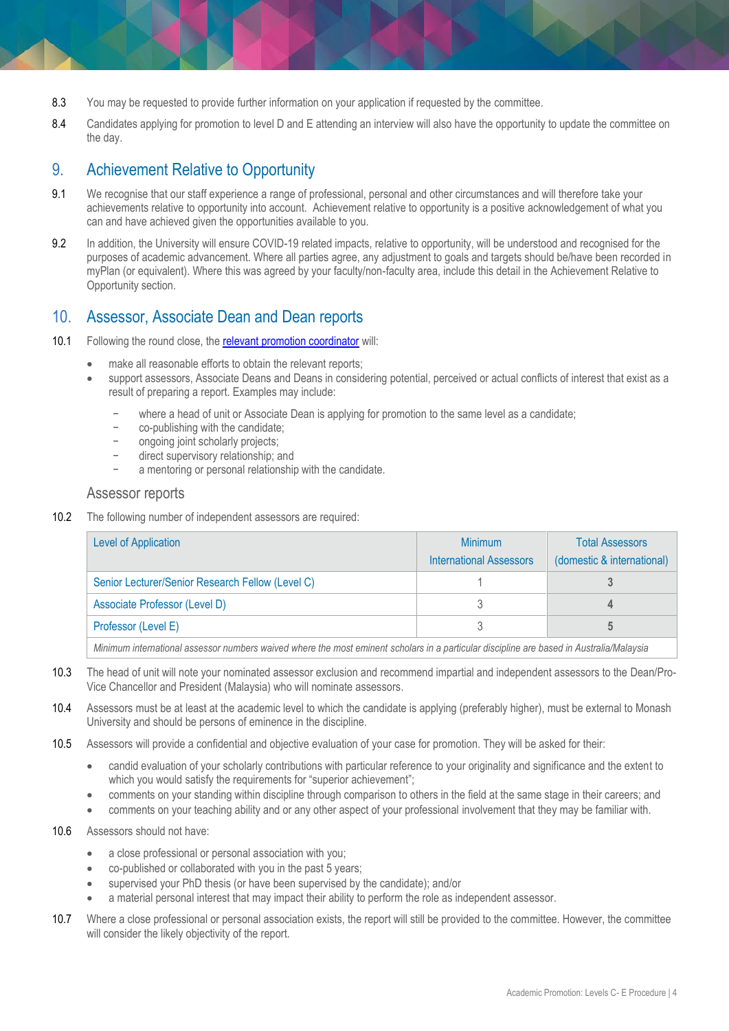8.3 You may be requested to provide further information on your application if requested by the committee.

8.4 Candidates applying for promotion to level D and E attending an interview will also have the opportunity to update the committee on the day.

## 9. Achievement Relative to Opportunity

9.1 We recognise that our staff experience a range of professional, personal and other circumstances and will therefore take your achievements relative to opportunity into account. Achievement relative to opportunity is a positive acknowledgement of what you can and have achieved given the opportunities available to you.

9.2 In addition, the University will ensure COVID-19 related impacts, relative to opportunity, will be understood and recognised for the purposes of academic advancement. Where all parties agree, any adjustment to goals and targets should be/have been recorded in myPlan (or equivalent). Where this was agreed by your faculty/non-faculty area, include this detail in the Achievement Relative to Opportunity section.

## 10. Assessor, Associate Dean and Dean reports

10.1 Following the round close, the [relevant promotion coordinator]() will:

- make all reasonable efforts to obtain the relevant reports;
- support assessors, Associate Deans and Deans in considering potential, perceived or actual conflicts of interest that exist as a result of preparing a report. Examples may include:
  - where a head of unit or Associate Dean is applying for promotion to the same level as a candidate;
  - co-publishing with the candidate;
  - ongoing joint scholarly projects;
  - direct supervisory relationship; and
  - a mentoring or personal relationship with the candidate.

### Assessor reports

10.2 The following number of independent assessors are required:

| Level of Application | Minimum International Assessors | Total Assessors (domestic & international) |
|---|---|---|
| Senior Lecturer/Senior Research Fellow (Level C) | 1 | **3** |
| Associate Professor (Level D) | 3 | **4** |
| Professor (Level E) | 3 | **5** |
| *Minimum international assessor numbers waived where the most eminent scholars in a particular discipline are based in Australia/Malaysia* | | |

10.3 The head of unit will note your nominated assessor exclusion and recommend impartial and independent assessors to the Dean/Pro-Vice Chancellor and President (Malaysia) who will nominate assessors.

10.4 Assessors must be at least at the academic level to which the candidate is applying (preferably higher), must be external to Monash University and should be persons of eminence in the discipline.

10.5 Assessors will provide a confidential and objective evaluation of your case for promotion. They will be asked for their:

- candid evaluation of your scholarly contributions with particular reference to your originality and significance and the extent to which you would satisfy the requirements for "superior achievement";
- comments on your standing within discipline through comparison to others in the field at the same stage in their careers; and
- comments on your teaching ability and or any other aspect of your professional involvement that they may be familiar with.

10.6 Assessors should not have:

- a close professional or personal association with you;
- co-published or collaborated with you in the past 5 years;
- supervised your PhD thesis (or have been supervised by the candidate); and/or
- a material personal interest that may impact their ability to perform the role as independent assessor.

10.7 Where a close professional or personal association exists, the report will still be provided to the committee. However, the committee will consider the likely objectivity of the report.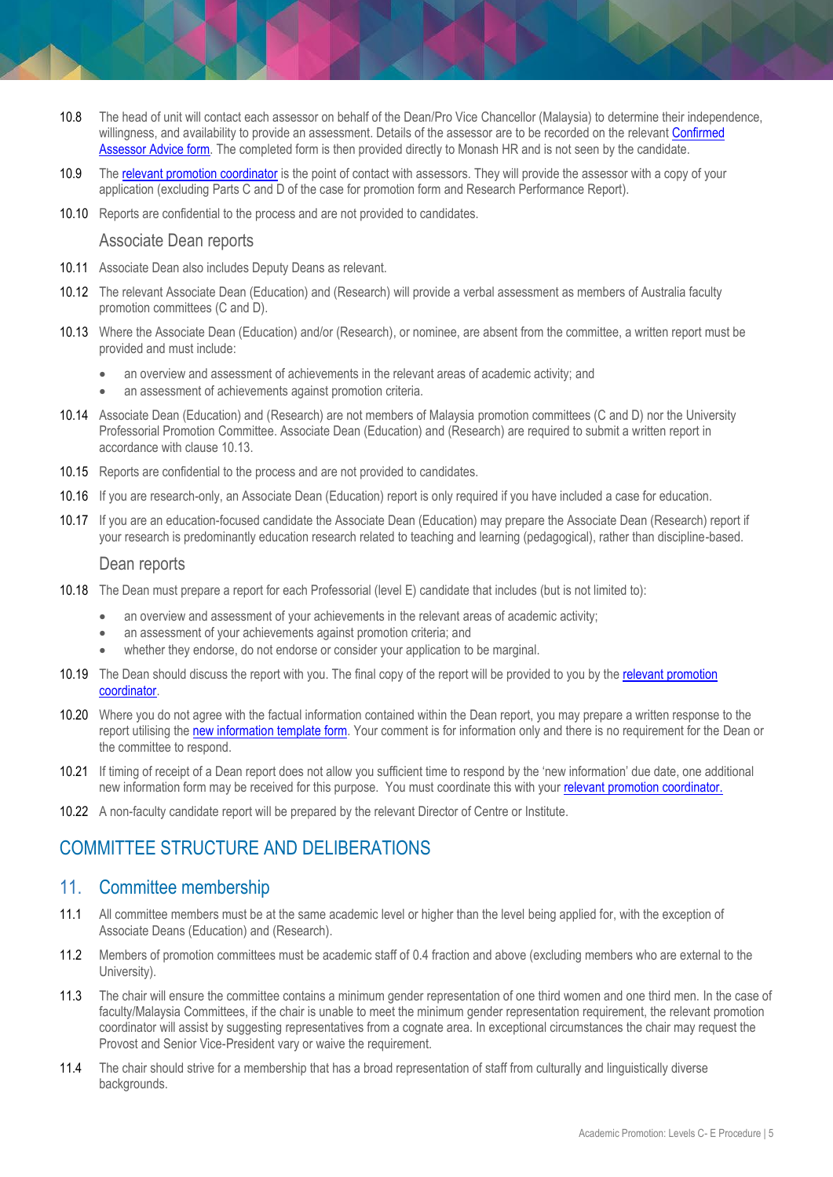10.8 The head of unit will contact each assessor on behalf of the Dean/Pro Vice Chancellor (Malaysia) to determine their independence, willingness, and availability to provide an assessment. Details of the assessor are to be recorded on the relevant Confirmed Assessor Advice form. The completed form is then provided directly to Monash HR and is not seen by the candidate.

10.9 The relevant promotion coordinator is the point of contact with assessors. They will provide the assessor with a copy of your application (excluding Parts C and D of the case for promotion form and Research Performance Report).

10.10 Reports are confidential to the process and are not provided to candidates.

### Associate Dean reports

10.11 Associate Dean also includes Deputy Deans as relevant.

10.12 The relevant Associate Dean (Education) and (Research) will provide a verbal assessment as members of Australia faculty promotion committees (C and D).

10.13 Where the Associate Dean (Education) and/or (Research), or nominee, are absent from the committee, a written report must be provided and must include:

- an overview and assessment of achievements in the relevant areas of academic activity; and
- an assessment of achievements against promotion criteria.

10.14 Associate Dean (Education) and (Research) are not members of Malaysia promotion committees (C and D) nor the University Professorial Promotion Committee. Associate Dean (Education) and (Research) are required to submit a written report in accordance with clause 10.13.

10.15 Reports are confidential to the process and are not provided to candidates.

10.16 If you are research-only, an Associate Dean (Education) report is only required if you have included a case for education.

10.17 If you are an education-focused candidate the Associate Dean (Education) may prepare the Associate Dean (Research) report if your research is predominantly education research related to teaching and learning (pedagogical), rather than discipline-based.

### Dean reports

10.18 The Dean must prepare a report for each Professorial (level E) candidate that includes (but is not limited to):

- an overview and assessment of your achievements in the relevant areas of academic activity;
- an assessment of your achievements against promotion criteria; and
- whether they endorse, do not endorse or consider your application to be marginal.

10.19 The Dean should discuss the report with you. The final copy of the report will be provided to you by the relevant promotion coordinator.

10.20 Where you do not agree with the factual information contained within the Dean report, you may prepare a written response to the report utilising the new information template form. Your comment is for information only and there is no requirement for the Dean or the committee to respond.

10.21 If timing of receipt of a Dean report does not allow you sufficient time to respond by the 'new information' due date, one additional new information form may be received for this purpose. You must coordinate this with your relevant promotion coordinator.

10.22 A non-faculty candidate report will be prepared by the relevant Director of Centre or Institute.

# COMMITTEE STRUCTURE AND DELIBERATIONS

## 11. Committee membership

11.1 All committee members must be at the same academic level or higher than the level being applied for, with the exception of Associate Deans (Education) and (Research).

11.2 Members of promotion committees must be academic staff of 0.4 fraction and above (excluding members who are external to the University).

11.3 The chair will ensure the committee contains a minimum gender representation of one third women and one third men. In the case of faculty/Malaysia Committees, if the chair is unable to meet the minimum gender representation requirement, the relevant promotion coordinator will assist by suggesting representatives from a cognate area. In exceptional circumstances the chair may request the Provost and Senior Vice-President vary or waive the requirement.

11.4 The chair should strive for a membership that has a broad representation of staff from culturally and linguistically diverse backgrounds.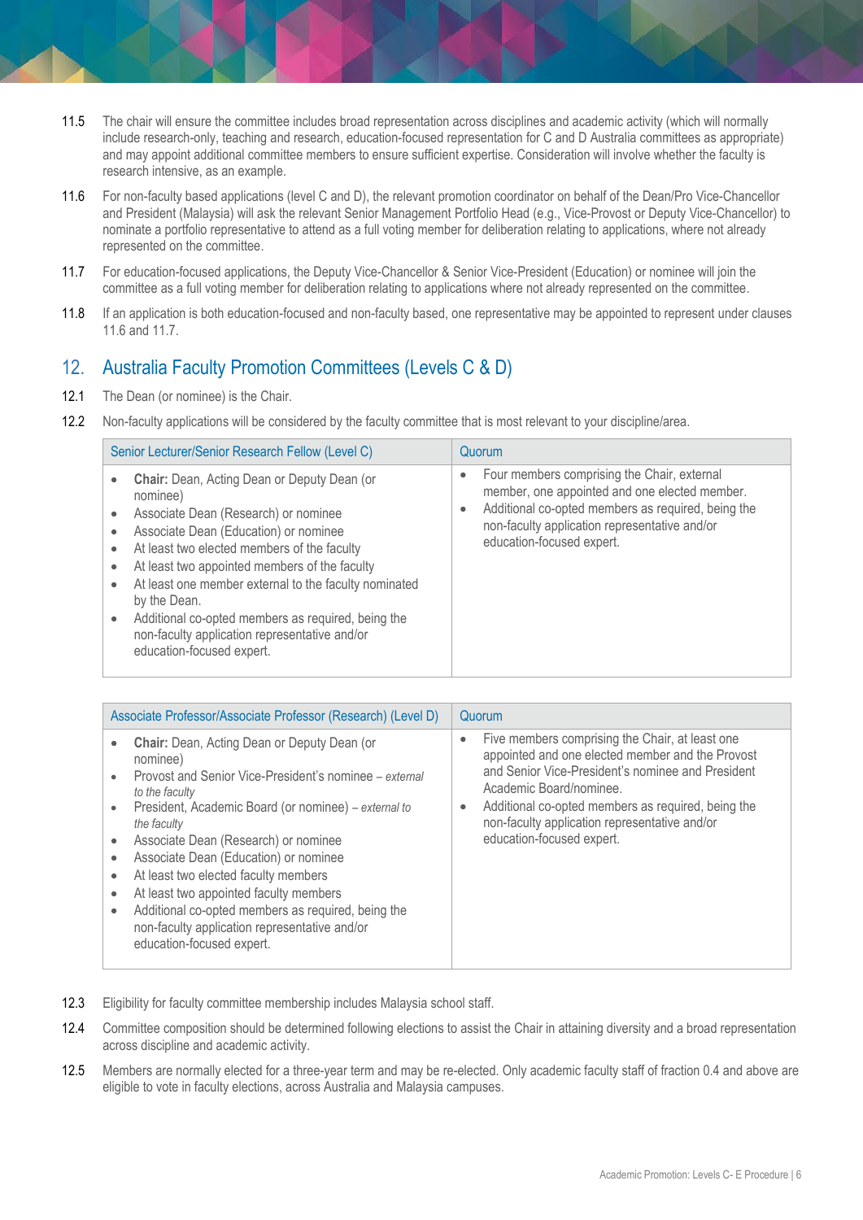11.5 The chair will ensure the committee includes broad representation across disciplines and academic activity (which will normally include research-only, teaching and research, education-focused representation for C and D Australia committees as appropriate) and may appoint additional committee members to ensure sufficient expertise. Consideration will involve whether the faculty is research intensive, as an example.

11.6 For non-faculty based applications (level C and D), the relevant promotion coordinator on behalf of the Dean/Pro Vice-Chancellor and President (Malaysia) will ask the relevant Senior Management Portfolio Head (e.g., Vice-Provost or Deputy Vice-Chancellor) to nominate a portfolio representative to attend as a full voting member for deliberation relating to applications, where not already represented on the committee.

11.7 For education-focused applications, the Deputy Vice-Chancellor & Senior Vice-President (Education) or nominee will join the committee as a full voting member for deliberation relating to applications where not already represented on the committee.

11.8 If an application is both education-focused and non-faculty based, one representative may be appointed to represent under clauses 11.6 and 11.7.

## 12. Australia Faculty Promotion Committees (Levels C & D)

12.1 The Dean (or nominee) is the Chair.

12.2 Non-faculty applications will be considered by the faculty committee that is most relevant to your discipline/area.

| Senior Lecturer/Senior Research Fellow (Level C) | Quorum |
|---|---|
| • **Chair:** Dean, Acting Dean or Deputy Dean (or nominee)<br>• Associate Dean (Research) or nominee<br>• Associate Dean (Education) or nominee<br>• At least two elected members of the faculty<br>• At least two appointed members of the faculty<br>• At least one member external to the faculty nominated by the Dean.<br>• Additional co-opted members as required, being the non-faculty application representative and/or education-focused expert. | • Four members comprising the Chair, external member, one appointed and one elected member.<br>• Additional co-opted members as required, being the non-faculty application representative and/or education-focused expert. |

| Associate Professor/Associate Professor (Research) (Level D) | Quorum |
|---|---|
| • **Chair:** Dean, Acting Dean or Deputy Dean (or nominee)<br>• Provost and Senior Vice-President's nominee – *external to the faculty*<br>• President, Academic Board (or nominee) – *external to the faculty*<br>• Associate Dean (Research) or nominee<br>• Associate Dean (Education) or nominee<br>• At least two elected faculty members<br>• At least two appointed faculty members<br>• Additional co-opted members as required, being the non-faculty application representative and/or education-focused expert. | • Five members comprising the Chair, at least one appointed and one elected member and the Provost and Senior Vice-President's nominee and President Academic Board/nominee.<br>• Additional co-opted members as required, being the non-faculty application representative and/or education-focused expert. |

12.3 Eligibility for faculty committee membership includes Malaysia school staff.

12.4 Committee composition should be determined following elections to assist the Chair in attaining diversity and a broad representation across discipline and academic activity.

12.5 Members are normally elected for a three-year term and may be re-elected. Only academic faculty staff of fraction 0.4 and above are eligible to vote in faculty elections, across Australia and Malaysia campuses.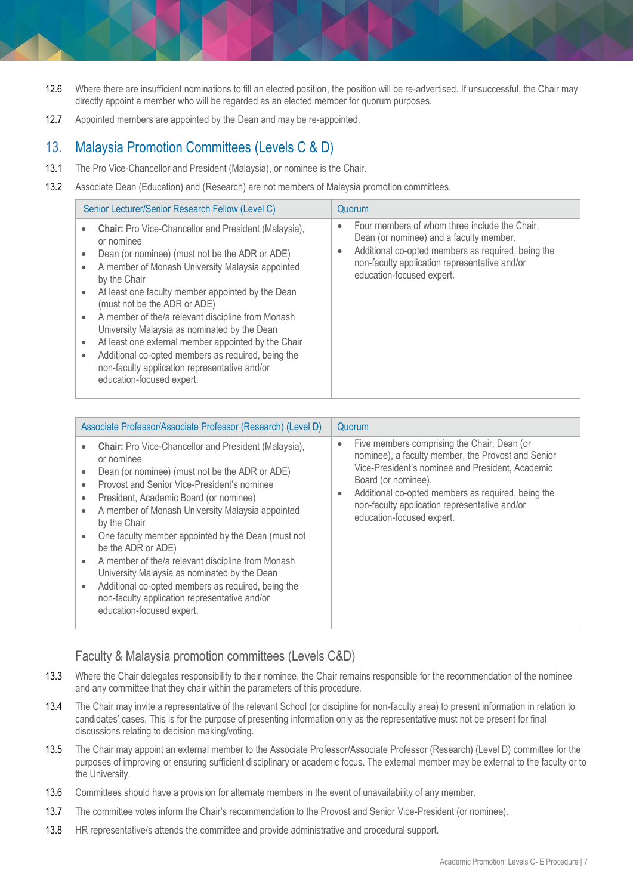12.6 Where there are insufficient nominations to fill an elected position, the position will be re-advertised. If unsuccessful, the Chair may directly appoint a member who will be regarded as an elected member for quorum purposes.

12.7 Appointed members are appointed by the Dean and may be re-appointed.

## 13. Malaysia Promotion Committees (Levels C & D)

13.1 The Pro Vice-Chancellor and President (Malaysia), or nominee is the Chair.

13.2 Associate Dean (Education) and (Research) are not members of Malaysia promotion committees.

| Senior Lecturer/Senior Research Fellow (Level C) | Quorum |
|---|---|
| • **Chair:** Pro Vice-Chancellor and President (Malaysia), or nominee<br>• Dean (or nominee) (must not be the ADR or ADE)<br>• A member of Monash University Malaysia appointed by the Chair<br>• At least one faculty member appointed by the Dean (must not be the ADR or ADE)<br>• A member of the/a relevant discipline from Monash University Malaysia as nominated by the Dean<br>• At least one external member appointed by the Chair<br>• Additional co-opted members as required, being the non-faculty application representative and/or education-focused expert. | • Four members of whom three include the Chair, Dean (or nominee) and a faculty member.<br>• Additional co-opted members as required, being the non-faculty application representative and/or education-focused expert. |

| Associate Professor/Associate Professor (Research) (Level D) | Quorum |
|---|---|
| • **Chair:** Pro Vice-Chancellor and President (Malaysia), or nominee<br>• Dean (or nominee) (must not be the ADR or ADE)<br>• Provost and Senior Vice-President's nominee<br>• President, Academic Board (or nominee)<br>• A member of Monash University Malaysia appointed by the Chair<br>• One faculty member appointed by the Dean (must not be the ADR or ADE)<br>• A member of the/a relevant discipline from Monash University Malaysia as nominated by the Dean<br>• Additional co-opted members as required, being the non-faculty application representative and/or education-focused expert. | • Five members comprising the Chair, Dean (or nominee), a faculty member, the Provost and Senior Vice-President's nominee and President, Academic Board (or nominee).<br>• Additional co-opted members as required, being the non-faculty application representative and/or education-focused expert. |

### Faculty & Malaysia promotion committees (Levels C&D)

13.3 Where the Chair delegates responsibility to their nominee, the Chair remains responsible for the recommendation of the nominee and any committee that they chair within the parameters of this procedure.

13.4 The Chair may invite a representative of the relevant School (or discipline for non-faculty area) to present information in relation to candidates' cases. This is for the purpose of presenting information only as the representative must not be present for final discussions relating to decision making/voting.

13.5 The Chair may appoint an external member to the Associate Professor/Associate Professor (Research) (Level D) committee for the purposes of improving or ensuring sufficient disciplinary or academic focus. The external member may be external to the faculty or to the University.

13.6 Committees should have a provision for alternate members in the event of unavailability of any member.

13.7 The committee votes inform the Chair's recommendation to the Provost and Senior Vice-President (or nominee).

13.8 HR representative/s attends the committee and provide administrative and procedural support.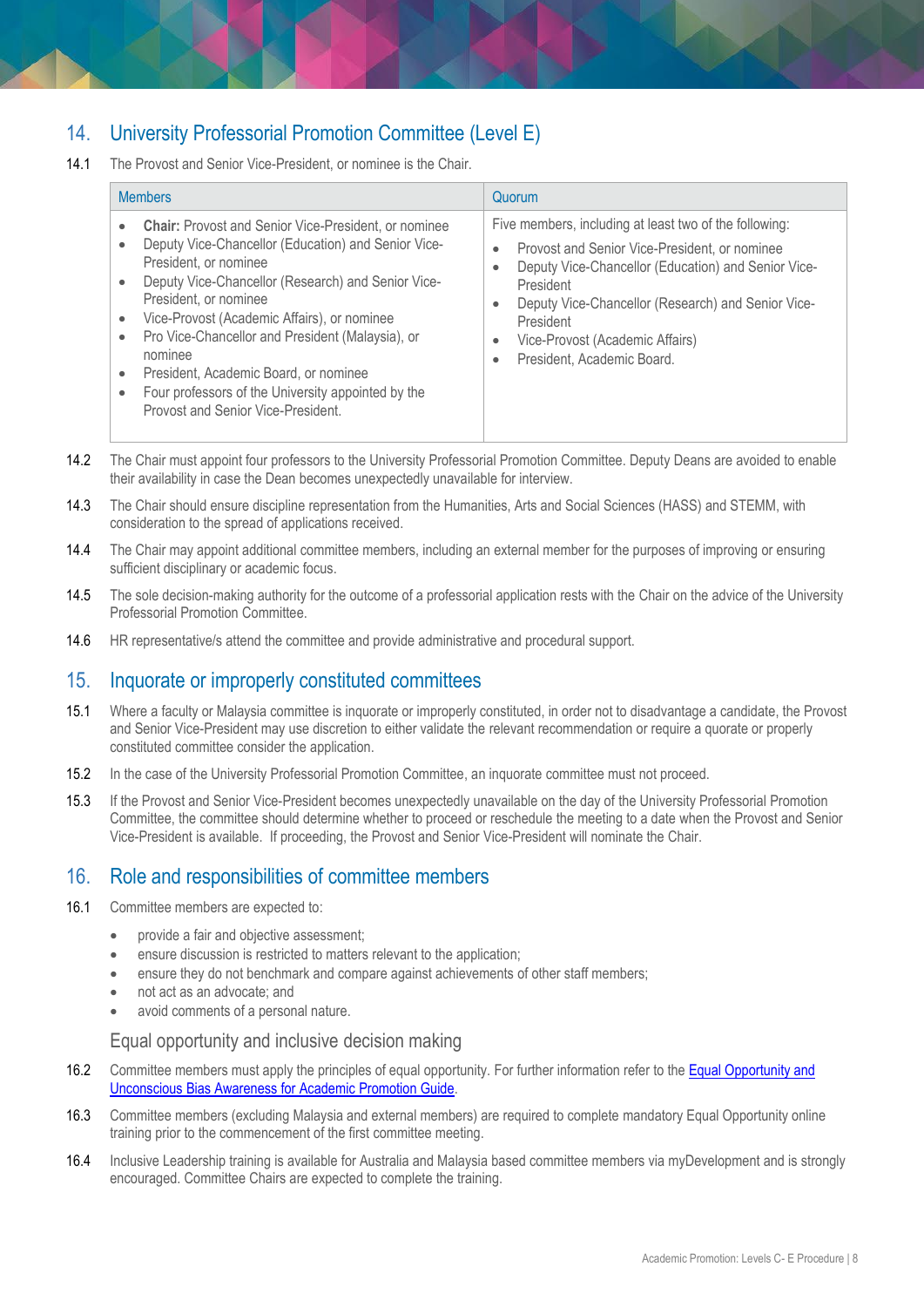## 14. University Professorial Promotion Committee (Level E)

14.1 The Provost and Senior Vice-President, or nominee is the Chair.

| Members | Quorum |
|---|---|
| • **Chair:** Provost and Senior Vice-President, or nominee<br>• Deputy Vice-Chancellor (Education) and Senior Vice-President, or nominee<br>• Deputy Vice-Chancellor (Research) and Senior Vice-President, or nominee<br>• Vice-Provost (Academic Affairs), or nominee<br>• Pro Vice-Chancellor and President (Malaysia), or nominee<br>• President, Academic Board, or nominee<br>• Four professors of the University appointed by the Provost and Senior Vice-President. | Five members, including at least two of the following:<br>• Provost and Senior Vice-President, or nominee<br>• Deputy Vice-Chancellor (Education) and Senior Vice-President<br>• Deputy Vice-Chancellor (Research) and Senior Vice-President<br>• Vice-Provost (Academic Affairs)<br>• President, Academic Board. |

14.2 The Chair must appoint four professors to the University Professorial Promotion Committee. Deputy Deans are avoided to enable their availability in case the Dean becomes unexpectedly unavailable for interview.

14.3 The Chair should ensure discipline representation from the Humanities, Arts and Social Sciences (HASS) and STEMM, with consideration to the spread of applications received.

14.4 The Chair may appoint additional committee members, including an external member for the purposes of improving or ensuring sufficient disciplinary or academic focus.

14.5 The sole decision-making authority for the outcome of a professorial application rests with the Chair on the advice of the University Professorial Promotion Committee.

14.6 HR representative/s attend the committee and provide administrative and procedural support.

## 15. Inquorate or improperly constituted committees

15.1 Where a faculty or Malaysia committee is inquorate or improperly constituted, in order not to disadvantage a candidate, the Provost and Senior Vice-President may use discretion to either validate the relevant recommendation or require a quorate or properly constituted committee consider the application.

15.2 In the case of the University Professorial Promotion Committee, an inquorate committee must not proceed.

15.3 If the Provost and Senior Vice-President becomes unexpectedly unavailable on the day of the University Professorial Promotion Committee, the committee should determine whether to proceed or reschedule the meeting to a date when the Provost and Senior Vice-President is available. If proceeding, the Provost and Senior Vice-President will nominate the Chair.

## 16. Role and responsibilities of committee members

16.1 Committee members are expected to:

- provide a fair and objective assessment;
- ensure discussion is restricted to matters relevant to the application;
- ensure they do not benchmark and compare against achievements of other staff members;
- not act as an advocate; and
- avoid comments of a personal nature.

### Equal opportunity and inclusive decision making

16.2 Committee members must apply the principles of equal opportunity. For further information refer to the Equal Opportunity and Unconscious Bias Awareness for Academic Promotion Guide.

16.3 Committee members (excluding Malaysia and external members) are required to complete mandatory Equal Opportunity online training prior to the commencement of the first committee meeting.

16.4 Inclusive Leadership training is available for Australia and Malaysia based committee members via myDevelopment and is strongly encouraged. Committee Chairs are expected to complete the training.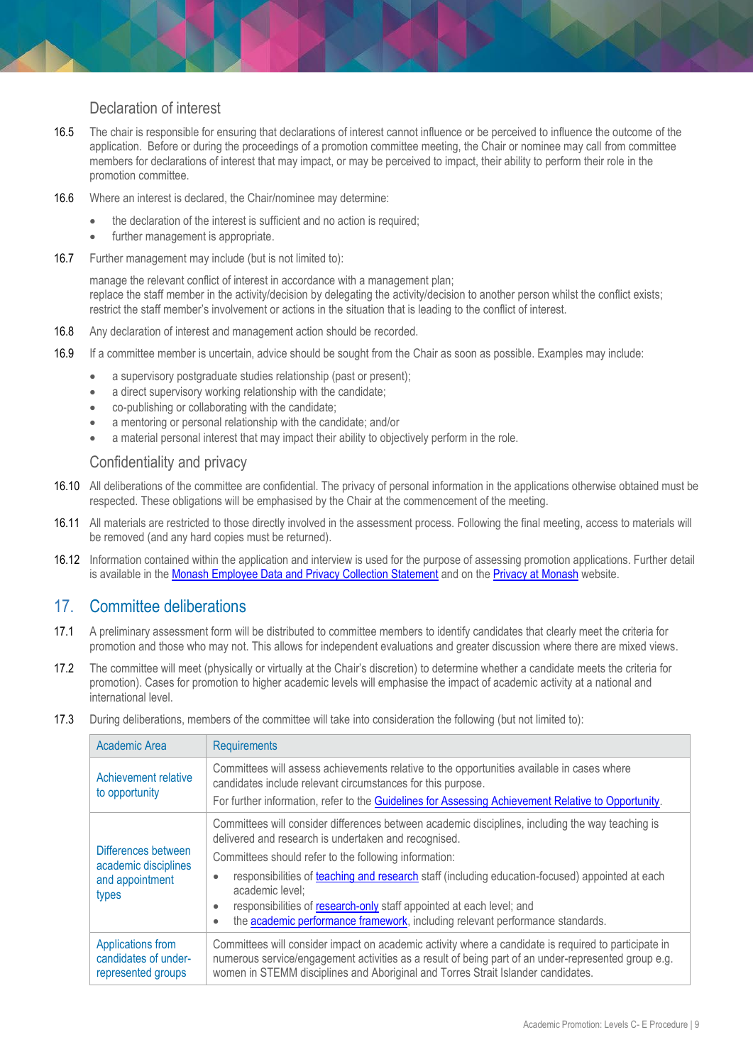### Declaration of interest

16.5 The chair is responsible for ensuring that declarations of interest cannot influence or be perceived to influence the outcome of the application. Before or during the proceedings of a promotion committee meeting, the Chair or nominee may call from committee members for declarations of interest that may impact, or may be perceived to impact, their ability to perform their role in the promotion committee.

16.6 Where an interest is declared, the Chair/nominee may determine:

- the declaration of the interest is sufficient and no action is required;
- further management is appropriate.

16.7 Further management may include (but is not limited to):

manage the relevant conflict of interest in accordance with a management plan;
replace the staff member in the activity/decision by delegating the activity/decision to another person whilst the conflict exists;
restrict the staff member's involvement or actions in the situation that is leading to the conflict of interest.

16.8 Any declaration of interest and management action should be recorded.

16.9 If a committee member is uncertain, advice should be sought from the Chair as soon as possible. Examples may include:

- a supervisory postgraduate studies relationship (past or present);
- a direct supervisory working relationship with the candidate;
- co-publishing or collaborating with the candidate;
- a mentoring or personal relationship with the candidate; and/or
- a material personal interest that may impact their ability to objectively perform in the role.

### Confidentiality and privacy

16.10 All deliberations of the committee are confidential. The privacy of personal information in the applications otherwise obtained must be respected. These obligations will be emphasised by the Chair at the commencement of the meeting.

16.11 All materials are restricted to those directly involved in the assessment process. Following the final meeting, access to materials will be removed (and any hard copies must be returned).

16.12 Information contained within the application and interview is used for the purpose of assessing promotion applications. Further detail is available in the Monash Employee Data and Privacy Collection Statement and on the Privacy at Monash website.

## 17. Committee deliberations

17.1 A preliminary assessment form will be distributed to committee members to identify candidates that clearly meet the criteria for promotion and those who may not. This allows for independent evaluations and greater discussion where there are mixed views.

17.2 The committee will meet (physically or virtually at the Chair's discretion) to determine whether a candidate meets the criteria for promotion). Cases for promotion to higher academic levels will emphasise the impact of academic activity at a national and international level.

17.3 During deliberations, members of the committee will take into consideration the following (but not limited to):

| Academic Area | Requirements |
|---|---|
| Achievement relative to opportunity | Committees will assess achievements relative to the opportunities available in cases where candidates include relevant circumstances for this purpose.<br>For further information, refer to the Guidelines for Assessing Achievement Relative to Opportunity. |
| Differences between academic disciplines and appointment types | Committees will consider differences between academic disciplines, including the way teaching is delivered and research is undertaken and recognised.<br>Committees should refer to the following information:<br>• responsibilities of teaching and research staff (including education-focused) appointed at each academic level;<br>• responsibilities of research-only staff appointed at each level; and<br>• the academic performance framework, including relevant performance standards. |
| Applications from candidates of under-represented groups | Committees will consider impact on academic activity where a candidate is required to participate in numerous service/engagement activities as a result of being part of an under-represented group e.g. women in STEMM disciplines and Aboriginal and Torres Strait Islander candidates. |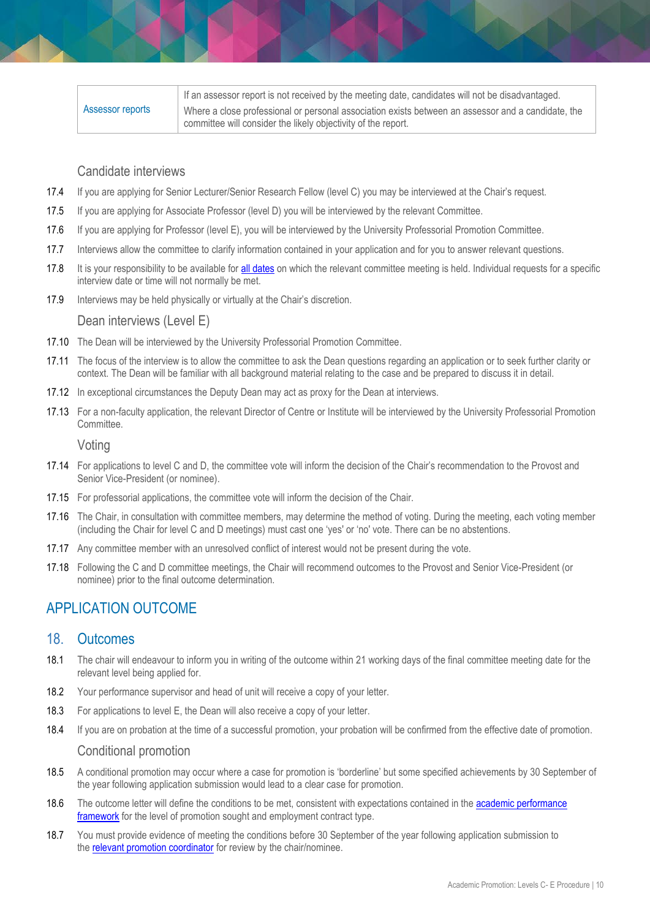| Assessor reports | If an assessor report is not received by the meeting date, candidates will not be disadvantaged.<br>Where a close professional or personal association exists between an assessor and a candidate, the committee will consider the likely objectivity of the report. |
|---|---|

### Candidate interviews

17.4 If you are applying for Senior Lecturer/Senior Research Fellow (level C) you may be interviewed at the Chair's request.

17.5 If you are applying for Associate Professor (level D) you will be interviewed by the relevant Committee.

17.6 If you are applying for Professor (level E), you will be interviewed by the University Professorial Promotion Committee.

17.7 Interviews allow the committee to clarify information contained in your application and for you to answer relevant questions.

17.8 It is your responsibility to be available for [all dates] on which the relevant committee meeting is held. Individual requests for a specific interview date or time will not normally be met.

17.9 Interviews may be held physically or virtually at the Chair's discretion.

### Dean interviews (Level E)

17.10 The Dean will be interviewed by the University Professorial Promotion Committee.

17.11 The focus of the interview is to allow the committee to ask the Dean questions regarding an application or to seek further clarity or context. The Dean will be familiar with all background material relating to the case and be prepared to discuss it in detail.

17.12 In exceptional circumstances the Deputy Dean may act as proxy for the Dean at interviews.

17.13 For a non-faculty application, the relevant Director of Centre or Institute will be interviewed by the University Professorial Promotion Committee.

### Voting

17.14 For applications to level C and D, the committee vote will inform the decision of the Chair's recommendation to the Provost and Senior Vice-President (or nominee).

17.15 For professorial applications, the committee vote will inform the decision of the Chair.

17.16 The Chair, in consultation with committee members, may determine the method of voting. During the meeting, each voting member (including the Chair for level C and D meetings) must cast one 'yes' or 'no' vote. There can be no abstentions.

17.17 Any committee member with an unresolved conflict of interest would not be present during the vote.

17.18 Following the C and D committee meetings, the Chair will recommend outcomes to the Provost and Senior Vice-President (or nominee) prior to the final outcome determination.

# APPLICATION OUTCOME

## 18. Outcomes

18.1 The chair will endeavour to inform you in writing of the outcome within 21 working days of the final committee meeting date for the relevant level being applied for.

18.2 Your performance supervisor and head of unit will receive a copy of your letter.

18.3 For applications to level E, the Dean will also receive a copy of your letter.

18.4 If you are on probation at the time of a successful promotion, your probation will be confirmed from the effective date of promotion.

### Conditional promotion

18.5 A conditional promotion may occur where a case for promotion is 'borderline' but some specified achievements by 30 September of the year following application submission would lead to a clear case for promotion.

18.6 The outcome letter will define the conditions to be met, consistent with expectations contained in the [academic performance framework] for the level of promotion sought and employment contract type.

18.7 You must provide evidence of meeting the conditions before 30 September of the year following application submission to the [relevant promotion coordinator] for review by the chair/nominee.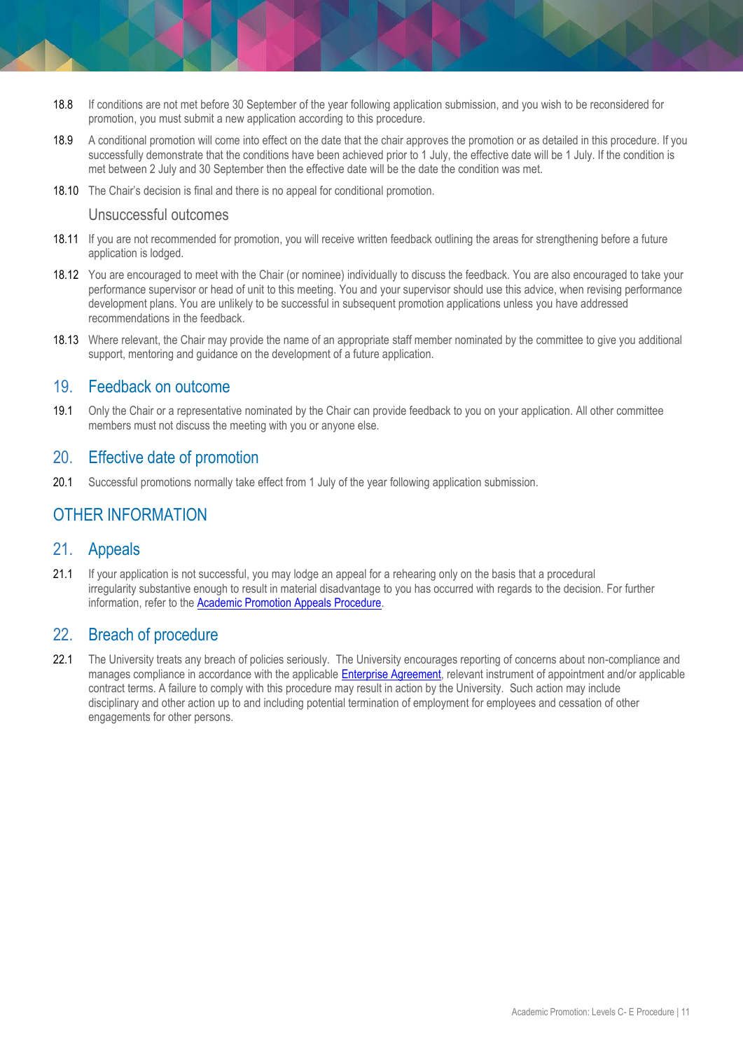18.8 If conditions are not met before 30 September of the year following application submission, and you wish to be reconsidered for promotion, you must submit a new application according to this procedure.

18.9 A conditional promotion will come into effect on the date that the chair approves the promotion or as detailed in this procedure. If you successfully demonstrate that the conditions have been achieved prior to 1 July, the effective date will be 1 July. If the condition is met between 2 July and 30 September then the effective date will be the date the condition was met.

18.10 The Chair's decision is final and there is no appeal for conditional promotion.

### Unsuccessful outcomes

18.11 If you are not recommended for promotion, you will receive written feedback outlining the areas for strengthening before a future application is lodged.

18.12 You are encouraged to meet with the Chair (or nominee) individually to discuss the feedback. You are also encouraged to take your performance supervisor or head of unit to this meeting. You and your supervisor should use this advice, when revising performance development plans. You are unlikely to be successful in subsequent promotion applications unless you have addressed recommendations in the feedback.

18.13 Where relevant, the Chair may provide the name of an appropriate staff member nominated by the committee to give you additional support, mentoring and guidance on the development of a future application.

## 19. Feedback on outcome

19.1 Only the Chair or a representative nominated by the Chair can provide feedback to you on your application. All other committee members must not discuss the meeting with you or anyone else.

## 20. Effective date of promotion

20.1 Successful promotions normally take effect from 1 July of the year following application submission.

# OTHER INFORMATION

## 21. Appeals

21.1 If your application is not successful, you may lodge an appeal for a rehearing only on the basis that a procedural irregularity substantive enough to result in material disadvantage to you has occurred with regards to the decision. For further information, refer to the Academic Promotion Appeals Procedure.

## 22. Breach of procedure

22.1 The University treats any breach of policies seriously. The University encourages reporting of concerns about non-compliance and manages compliance in accordance with the applicable Enterprise Agreement, relevant instrument of appointment and/or applicable contract terms. A failure to comply with this procedure may result in action by the University. Such action may include disciplinary and other action up to and including potential termination of employment for employees and cessation of other engagements for other persons.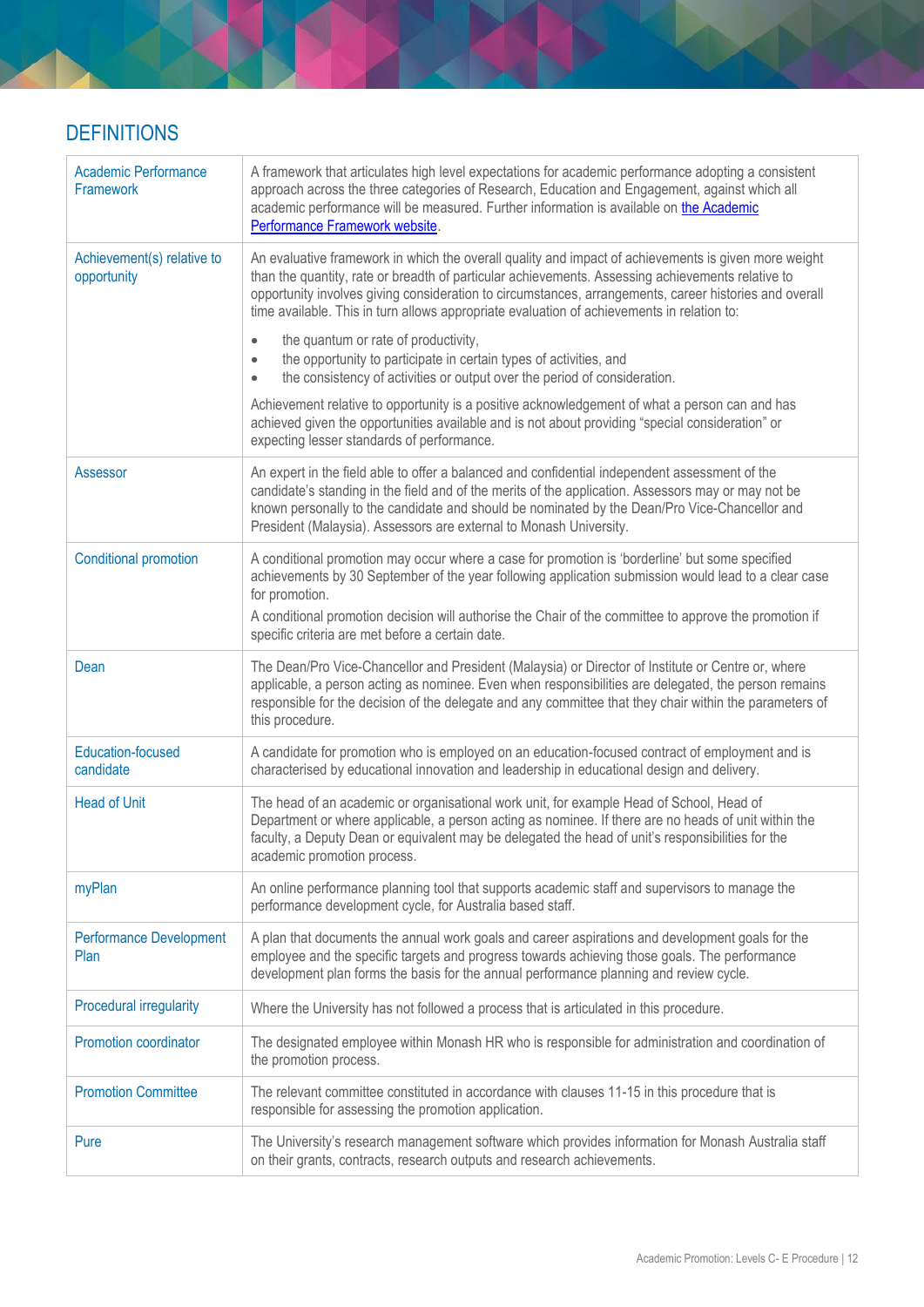## DEFINITIONS

| | |
|---|---|
| Academic Performance Framework | A framework that articulates high level expectations for academic performance adopting a consistent approach across the three categories of Research, Education and Engagement, against which all academic performance will be measured. Further information is available on [the Academic Performance Framework website](). |
| Achievement(s) relative to opportunity | An evaluative framework in which the overall quality and impact of achievements is given more weight than the quantity, rate or breadth of particular achievements. Assessing achievements relative to opportunity involves giving consideration to circumstances, arrangements, career histories and overall time available. This in turn allows appropriate evaluation of achievements in relation to:<br>• the quantum or rate of productivity,<br>• the opportunity to participate in certain types of activities, and<br>• the consistency of activities or output over the period of consideration.<br><br>Achievement relative to opportunity is a positive acknowledgement of what a person can and has achieved given the opportunities available and is not about providing "special consideration" or expecting lesser standards of performance. |
| Assessor | An expert in the field able to offer a balanced and confidential independent assessment of the candidate's standing in the field and of the merits of the application. Assessors may or may not be known personally to the candidate and should be nominated by the Dean/Pro Vice-Chancellor and President (Malaysia). Assessors are external to Monash University. |
| Conditional promotion | A conditional promotion may occur where a case for promotion is 'borderline' but some specified achievements by 30 September of the year following application submission would lead to a clear case for promotion.<br>A conditional promotion decision will authorise the Chair of the committee to approve the promotion if specific criteria are met before a certain date. |
| Dean | The Dean/Pro Vice-Chancellor and President (Malaysia) or Director of Institute or Centre or, where applicable, a person acting as nominee. Even when responsibilities are delegated, the person remains responsible for the decision of the delegate and any committee that they chair within the parameters of this procedure. |
| Education-focused candidate | A candidate for promotion who is employed on an education-focused contract of employment and is characterised by educational innovation and leadership in educational design and delivery. |
| Head of Unit | The head of an academic or organisational work unit, for example Head of School, Head of Department or where applicable, a person acting as nominee. If there are no heads of unit within the faculty, a Deputy Dean or equivalent may be delegated the head of unit's responsibilities for the academic promotion process. |
| myPlan | An online performance planning tool that supports academic staff and supervisors to manage the performance development cycle, for Australia based staff. |
| Performance Development Plan | A plan that documents the annual work goals and career aspirations and development goals for the employee and the specific targets and progress towards achieving those goals. The performance development plan forms the basis for the annual performance planning and review cycle. |
| Procedural irregularity | Where the University has not followed a process that is articulated in this procedure. |
| Promotion coordinator | The designated employee within Monash HR who is responsible for administration and coordination of the promotion process. |
| Promotion Committee | The relevant committee constituted in accordance with clauses 11-15 in this procedure that is responsible for assessing the promotion application. |
| Pure | The University's research management software which provides information for Monash Australia staff on their grants, contracts, research outputs and research achievements. |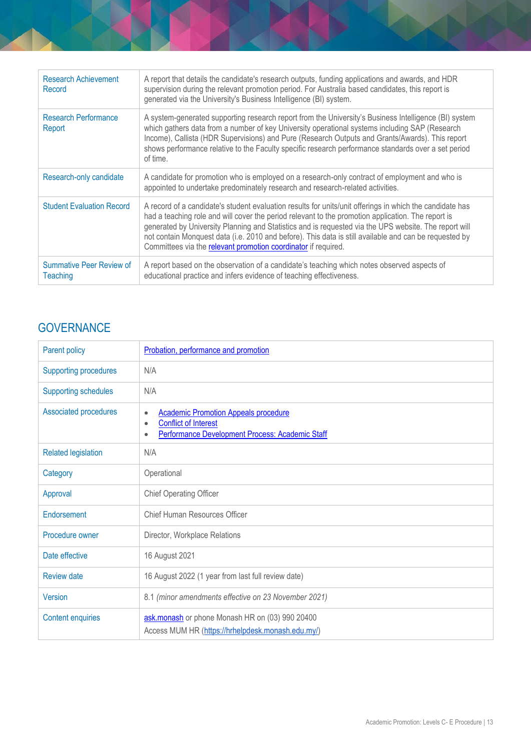| | |
|---|---|
| Research Achievement Record | A report that details the candidate's research outputs, funding applications and awards, and HDR supervision during the relevant promotion period. For Australia based candidates, this report is generated via the University's Business Intelligence (BI) system. |
| Research Performance Report | A system-generated supporting research report from the University's Business Intelligence (BI) system which gathers data from a number of key University operational systems including SAP (Research Income), Callista (HDR Supervisions) and Pure (Research Outputs and Grants/Awards). This report shows performance relative to the Faculty specific research performance standards over a set period of time. |
| Research-only candidate | A candidate for promotion who is employed on a research-only contract of employment and who is appointed to undertake predominately research and research-related activities. |
| Student Evaluation Record | A record of a candidate's student evaluation results for units/unit offerings in which the candidate has had a teaching role and will cover the period relevant to the promotion application. The report is generated by University Planning and Statistics and is requested via the UPS website. The report will not contain Monquest data (i.e. 2010 and before). This data is still available and can be requested by Committees via the relevant promotion coordinator if required. |
| Summative Peer Review of Teaching | A report based on the observation of a candidate's teaching which notes observed aspects of educational practice and infers evidence of teaching effectiveness. |

## GOVERNANCE

| | |
|---|---|
| Parent policy | Probation, performance and promotion |
| Supporting procedures | N/A |
| Supporting schedules | N/A |
| Associated procedures | • Academic Promotion Appeals procedure<br>• Conflict of Interest<br>• Performance Development Process: Academic Staff |
| Related legislation | N/A |
| Category | Operational |
| Approval | Chief Operating Officer |
| Endorsement | Chief Human Resources Officer |
| Procedure owner | Director, Workplace Relations |
| Date effective | 16 August 2021 |
| Review date | 16 August 2022 (1 year from last full review date) |
| Version | 8.1 *(minor amendments effective on 23 November 2021)* |
| Content enquiries | ask.monash or phone Monash HR on (03) 990 20400<br>Access MUM HR (https://hrhelpdesk.monash.edu.my/) |